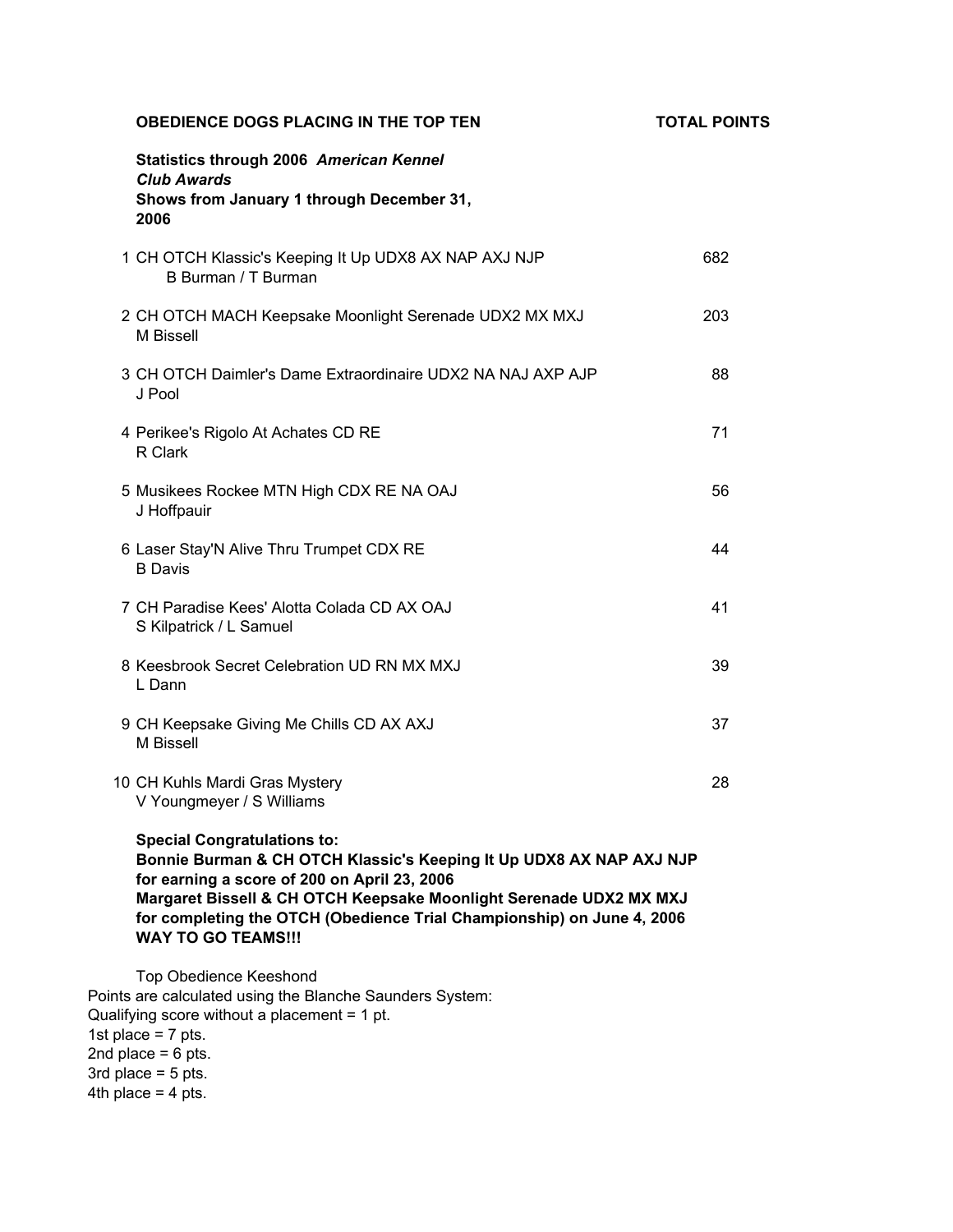**OBEDIENCE DOGS PLACING IN THE TOP TEN** **TOTAL POINTS**

**Statistics through 2006 *American Kennel Club Awards***
**Shows from January 1 through December 31, 2006**

| Rank | Dog / Owner(s) | Total Points |
|---|---|---|
| 1 | CH OTCH Klassic's Keeping It Up UDX8 AX NAP AXJ NJP<br>B Burman / T Burman | 682 |
| 2 | CH OTCH MACH Keepsake Moonlight Serenade UDX2 MX MXJ<br>M Bissell | 203 |
| 3 | CH OTCH Daimler's Dame Extraordinaire UDX2 NA NAJ AXP AJP<br>J Pool | 88 |
| 4 | Perikee's Rigolo At Achates CD RE<br>R Clark | 71 |
| 5 | Musikees Rockee MTN High CDX RE NA OAJ<br>J Hoffpauir | 56 |
| 6 | Laser Stay'N Alive Thru Trumpet CDX RE<br>B Davis | 44 |
| 7 | CH Paradise Kees' Alotta Colada CD AX OAJ<br>S Kilpatrick / L Samuel | 41 |
| 8 | Keesbrook Secret Celebration UD RN MX MXJ<br>L Dann | 39 |
| 9 | CH Keepsake Giving Me Chills CD AX AXJ<br>M Bissell | 37 |
| 10 | CH Kuhls Mardi Gras Mystery<br>V Youngmeyer / S Williams | 28 |

**Special Congratulations to:**
**Bonnie Burman & CH OTCH Klassic's Keeping It Up UDX8 AX NAP AXJ NJP for earning a score of 200 on April 23, 2006**
**Margaret Bissell & CH OTCH Keepsake Moonlight Serenade UDX2 MX MXJ for completing the OTCH (Obedience Trial Championship) on June 4, 2006**
**WAY TO GO TEAMS!!!**

Top Obedience Keeshond
Points are calculated using the Blanche Saunders System:
Qualifying score without a placement = 1 pt.
1st place = 7 pts.
2nd place = 6 pts.
3rd place = 5 pts.
4th place = 4 pts.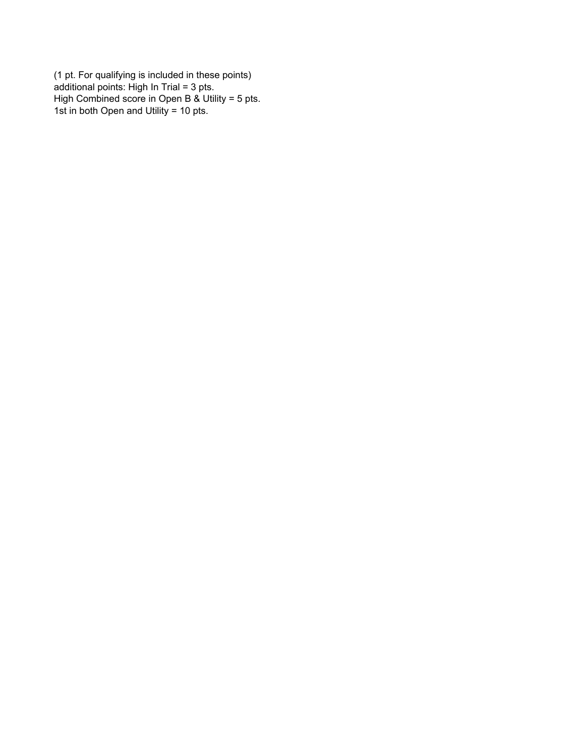(1 pt. For qualifying is included in these points)
additional points: High In Trial = 3 pts.
High Combined score in Open B & Utility = 5 pts.
1st in both Open and Utility = 10 pts.